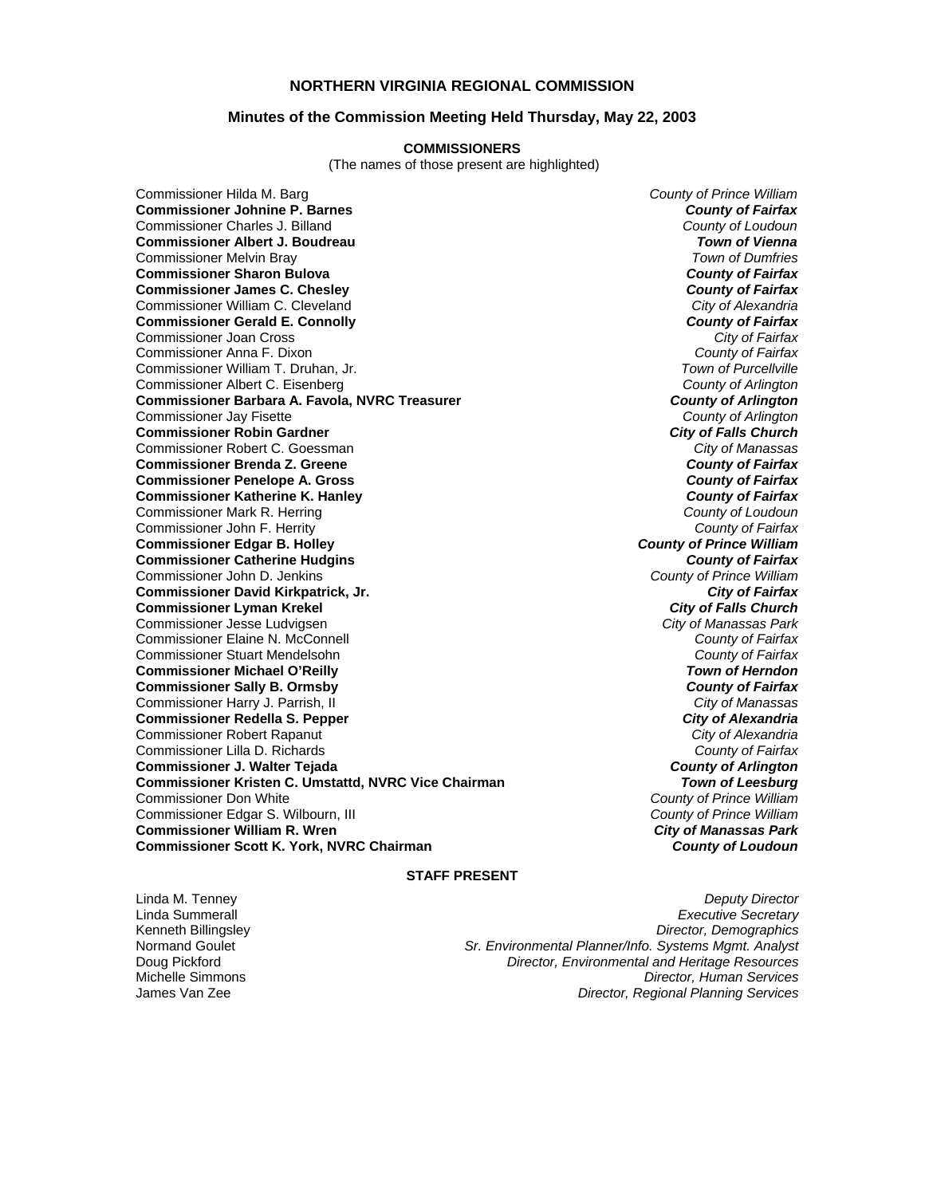## NORTHERN VIRGINIA REGIONAL COMMISSION

### Minutes of the Commission Meeting Held Thursday, May 22, 2003

**COMMISSIONERS**

(The names of those present are highlighted)

Commissioner Hilda M. Barg — *County of Prince William*
**Commissioner Johnine P. Barnes** — ***County of Fairfax***
Commissioner Charles J. Billand — *County of Loudoun*
**Commissioner Albert J. Boudreau** — ***Town of Vienna***
Commissioner Melvin Bray — *Town of Dumfries*
**Commissioner Sharon Bulova** — ***County of Fairfax***
**Commissioner James C. Chesley** — ***County of Fairfax***
Commissioner William C. Cleveland — *City of Alexandria*
**Commissioner Gerald E. Connolly** — ***County of Fairfax***
Commissioner Joan Cross — *City of Fairfax*
Commissioner Anna F. Dixon — *County of Fairfax*
Commissioner William T. Druhan, Jr. — *Town of Purcellville*
Commissioner Albert C. Eisenberg — *County of Arlington*
**Commissioner Barbara A. Favola, NVRC Treasurer** — ***County of Arlington***
Commissioner Jay Fisette — *County of Arlington*
**Commissioner Robin Gardner** — ***City of Falls Church***
Commissioner Robert C. Goessman — *City of Manassas*
**Commissioner Brenda Z. Greene** — ***County of Fairfax***
**Commissioner Penelope A. Gross** — ***County of Fairfax***
**Commissioner Katherine K. Hanley** — ***County of Fairfax***
Commissioner Mark R. Herring — *County of Loudoun*
Commissioner John F. Herrity — *County of Fairfax*
**Commissioner Edgar B. Holley** — ***County of Prince William***
**Commissioner Catherine Hudgins** — ***County of Fairfax***
Commissioner John D. Jenkins — *County of Prince William*
**Commissioner David Kirkpatrick, Jr.** — ***City of Fairfax***
**Commissioner Lyman Krekel** — ***City of Falls Church***
Commissioner Jesse Ludvigsen — *City of Manassas Park*
Commissioner Elaine N. McConnell — *County of Fairfax*
Commissioner Stuart Mendelsohn — *County of Fairfax*
**Commissioner Michael O'Reilly** — ***Town of Herndon***
**Commissioner Sally B. Ormsby** — ***County of Fairfax***
Commissioner Harry J. Parrish, II — *City of Manassas*
**Commissioner Redella S. Pepper** — ***City of Alexandria***
Commissioner Robert Rapanut — *City of Alexandria*
Commissioner Lilla D. Richards — *County of Fairfax*
**Commissioner J. Walter Tejada** — ***County of Arlington***
**Commissioner Kristen C. Umstattd, NVRC Vice Chairman** — ***Town of Leesburg***
Commissioner Don White — *County of Prince William*
Commissioner Edgar S. Wilbourn, III — *County of Prince William*
**Commissioner William R. Wren** — ***City of Manassas Park***
**Commissioner Scott K. York, NVRC Chairman** — ***County of Loudoun***

**STAFF PRESENT**

Linda M. Tenney — *Deputy Director*
Linda Summerall — *Executive Secretary*
Kenneth Billingsley — *Director, Demographics*
Normand Goulet — *Sr. Environmental Planner/Info. Systems Mgmt. Analyst*
Doug Pickford — *Director, Environmental and Heritage Resources*
Michelle Simmons — *Director, Human Services*
James Van Zee — *Director, Regional Planning Services*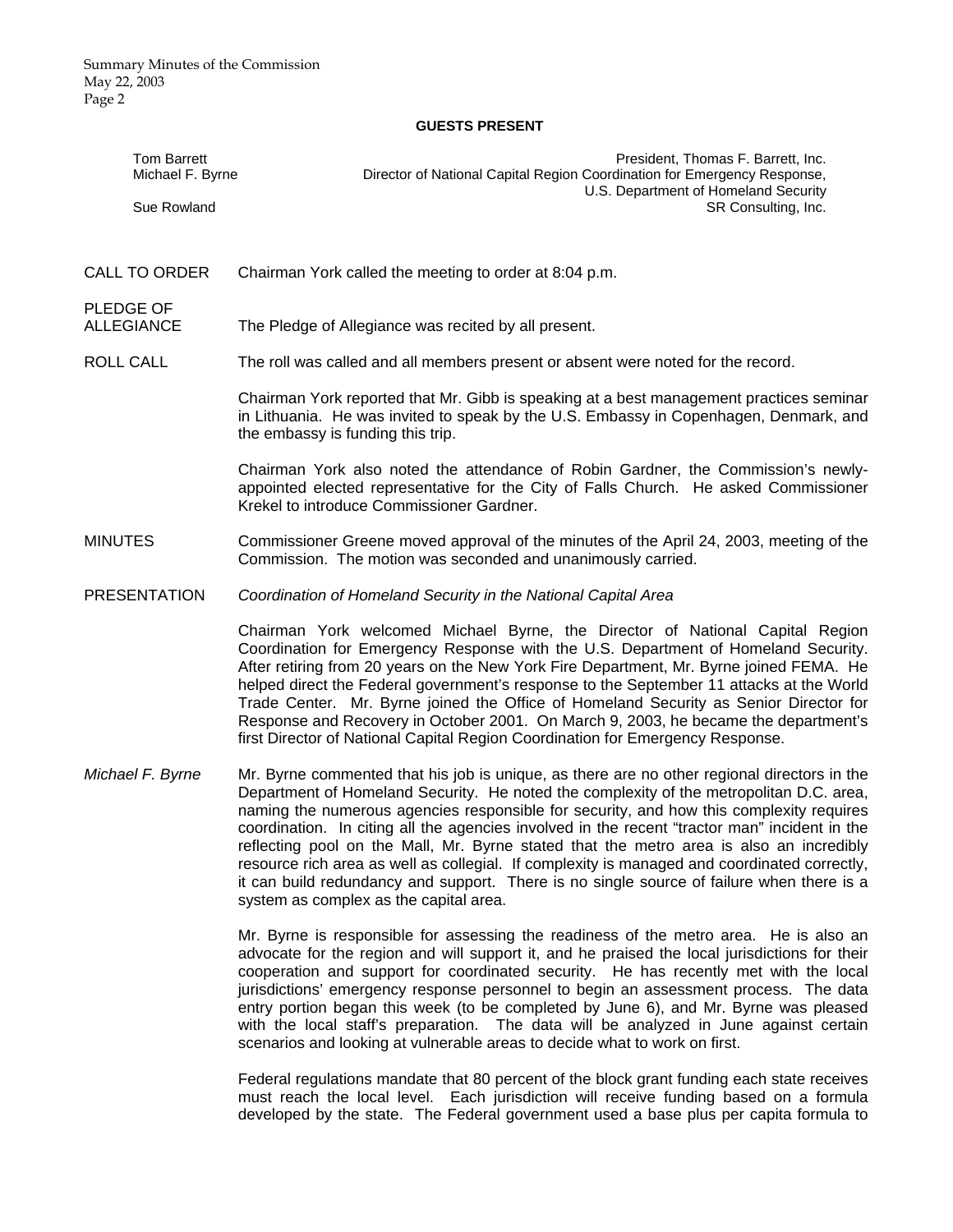## GUESTS PRESENT

| | |
|---|---|
| Tom Barrett | President, Thomas F. Barrett, Inc. |
| Michael F. Byrne | Director of National Capital Region Coordination for Emergency Response, U.S. Department of Homeland Security |
| Sue Rowland | SR Consulting, Inc. |

CALL TO ORDER — Chairman York called the meeting to order at 8:04 p.m.

PLEDGE OF ALLEGIANCE — The Pledge of Allegiance was recited by all present.

ROLL CALL — The roll was called and all members present or absent were noted for the record.

Chairman York reported that Mr. Gibb is speaking at a best management practices seminar in Lithuania. He was invited to speak by the U.S. Embassy in Copenhagen, Denmark, and the embassy is funding this trip.

Chairman York also noted the attendance of Robin Gardner, the Commission's newly-appointed elected representative for the City of Falls Church. He asked Commissioner Krekel to introduce Commissioner Gardner.

MINUTES — Commissioner Greene moved approval of the minutes of the April 24, 2003, meeting of the Commission. The motion was seconded and unanimously carried.

PRESENTATION — *Coordination of Homeland Security in the National Capital Area*

Chairman York welcomed Michael Byrne, the Director of National Capital Region Coordination for Emergency Response with the U.S. Department of Homeland Security. After retiring from 20 years on the New York Fire Department, Mr. Byrne joined FEMA. He helped direct the Federal government's response to the September 11 attacks at the World Trade Center. Mr. Byrne joined the Office of Homeland Security as Senior Director for Response and Recovery in October 2001. On March 9, 2003, he became the department's first Director of National Capital Region Coordination for Emergency Response.

*Michael F. Byrne* — Mr. Byrne commented that his job is unique, as there are no other regional directors in the Department of Homeland Security. He noted the complexity of the metropolitan D.C. area, naming the numerous agencies responsible for security, and how this complexity requires coordination. In citing all the agencies involved in the recent "tractor man" incident in the reflecting pool on the Mall, Mr. Byrne stated that the metro area is also an incredibly resource rich area as well as collegial. If complexity is managed and coordinated correctly, it can build redundancy and support. There is no single source of failure when there is a system as complex as the capital area.

Mr. Byrne is responsible for assessing the readiness of the metro area. He is also an advocate for the region and will support it, and he praised the local jurisdictions for their cooperation and support for coordinated security. He has recently met with the local jurisdictions' emergency response personnel to begin an assessment process. The data entry portion began this week (to be completed by June 6), and Mr. Byrne was pleased with the local staff's preparation. The data will be analyzed in June against certain scenarios and looking at vulnerable areas to decide what to work on first.

Federal regulations mandate that 80 percent of the block grant funding each state receives must reach the local level. Each jurisdiction will receive funding based on a formula developed by the state. The Federal government used a base plus per capita formula to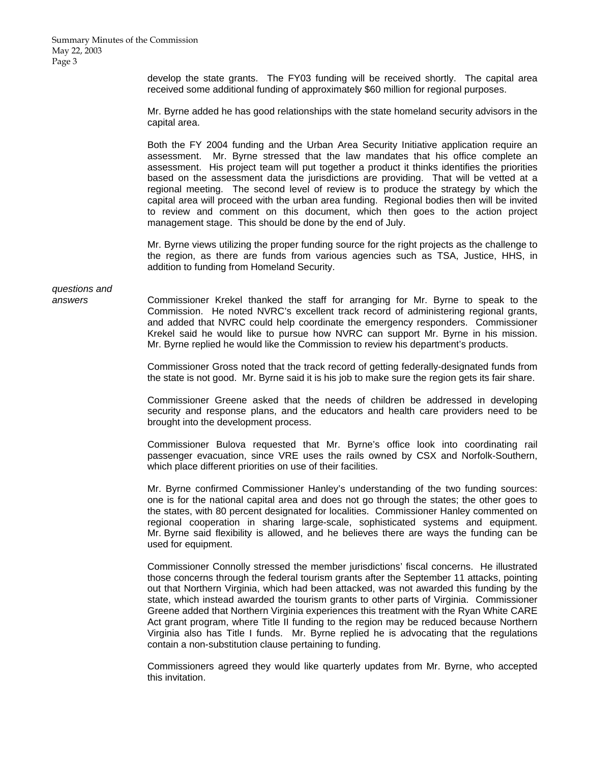develop the state grants. The FY03 funding will be received shortly. The capital area received some additional funding of approximately $60 million for regional purposes.

Mr. Byrne added he has good relationships with the state homeland security advisors in the capital area.

Both the FY 2004 funding and the Urban Area Security Initiative application require an assessment. Mr. Byrne stressed that the law mandates that his office complete an assessment. His project team will put together a product it thinks identifies the priorities based on the assessment data the jurisdictions are providing. That will be vetted at a regional meeting. The second level of review is to produce the strategy by which the capital area will proceed with the urban area funding. Regional bodies then will be invited to review and comment on this document, which then goes to the action project management stage. This should be done by the end of July.

Mr. Byrne views utilizing the proper funding source for the right projects as the challenge to the region, as there are funds from various agencies such as TSA, Justice, HHS, in addition to funding from Homeland Security.

*questions and answers*

Commissioner Krekel thanked the staff for arranging for Mr. Byrne to speak to the Commission. He noted NVRC's excellent track record of administering regional grants, and added that NVRC could help coordinate the emergency responders. Commissioner Krekel said he would like to pursue how NVRC can support Mr. Byrne in his mission. Mr. Byrne replied he would like the Commission to review his department's products.

Commissioner Gross noted that the track record of getting federally-designated funds from the state is not good. Mr. Byrne said it is his job to make sure the region gets its fair share.

Commissioner Greene asked that the needs of children be addressed in developing security and response plans, and the educators and health care providers need to be brought into the development process.

Commissioner Bulova requested that Mr. Byrne's office look into coordinating rail passenger evacuation, since VRE uses the rails owned by CSX and Norfolk-Southern, which place different priorities on use of their facilities.

Mr. Byrne confirmed Commissioner Hanley's understanding of the two funding sources: one is for the national capital area and does not go through the states; the other goes to the states, with 80 percent designated for localities. Commissioner Hanley commented on regional cooperation in sharing large-scale, sophisticated systems and equipment. Mr. Byrne said flexibility is allowed, and he believes there are ways the funding can be used for equipment.

Commissioner Connolly stressed the member jurisdictions' fiscal concerns. He illustrated those concerns through the federal tourism grants after the September 11 attacks, pointing out that Northern Virginia, which had been attacked, was not awarded this funding by the state, which instead awarded the tourism grants to other parts of Virginia. Commissioner Greene added that Northern Virginia experiences this treatment with the Ryan White CARE Act grant program, where Title II funding to the region may be reduced because Northern Virginia also has Title I funds. Mr. Byrne replied he is advocating that the regulations contain a non-substitution clause pertaining to funding.

Commissioners agreed they would like quarterly updates from Mr. Byrne, who accepted this invitation.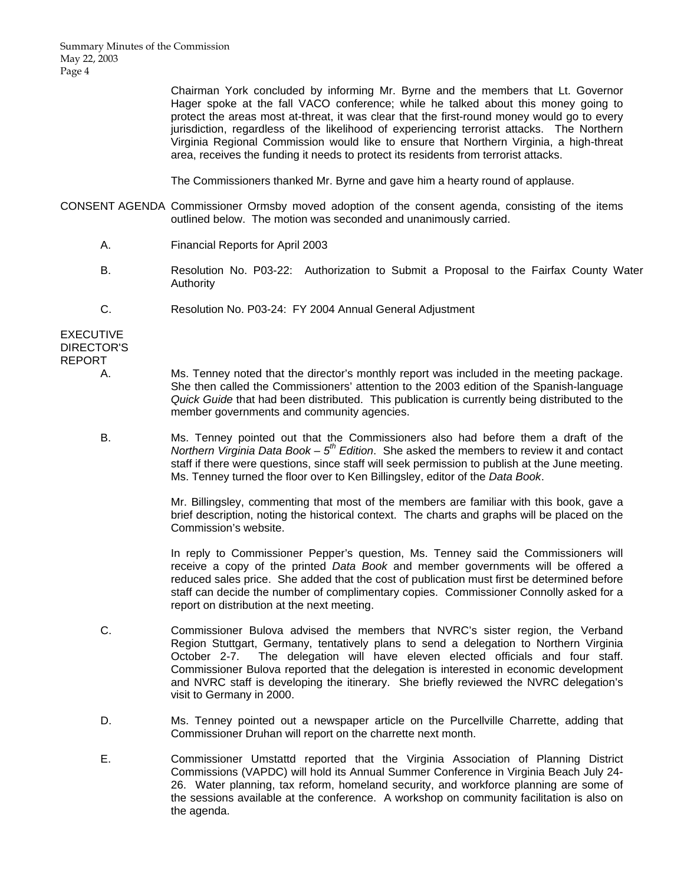Chairman York concluded by informing Mr. Byrne and the members that Lt. Governor Hager spoke at the fall VACO conference; while he talked about this money going to protect the areas most at-threat, it was clear that the first-round money would go to every jurisdiction, regardless of the likelihood of experiencing terrorist attacks. The Northern Virginia Regional Commission would like to ensure that Northern Virginia, a high-threat area, receives the funding it needs to protect its residents from terrorist attacks.

The Commissioners thanked Mr. Byrne and gave him a hearty round of applause.

CONSENT AGENDA Commissioner Ormsby moved adoption of the consent agenda, consisting of the items outlined below. The motion was seconded and unanimously carried.

A. Financial Reports for April 2003

B. Resolution No. P03-22: Authorization to Submit a Proposal to the Fairfax County Water Authority

C. Resolution No. P03-24: FY 2004 Annual General Adjustment

EXECUTIVE DIRECTOR'S REPORT

A. Ms. Tenney noted that the director's monthly report was included in the meeting package. She then called the Commissioners' attention to the 2003 edition of the Spanish-language *Quick Guide* that had been distributed. This publication is currently being distributed to the member governments and community agencies.

B. Ms. Tenney pointed out that the Commissioners also had before them a draft of the *Northern Virginia Data Book – 5th Edition*. She asked the members to review it and contact staff if there were questions, since staff will seek permission to publish at the June meeting. Ms. Tenney turned the floor over to Ken Billingsley, editor of the *Data Book*.

Mr. Billingsley, commenting that most of the members are familiar with this book, gave a brief description, noting the historical context. The charts and graphs will be placed on the Commission's website.

In reply to Commissioner Pepper's question, Ms. Tenney said the Commissioners will receive a copy of the printed *Data Book* and member governments will be offered a reduced sales price. She added that the cost of publication must first be determined before staff can decide the number of complimentary copies. Commissioner Connolly asked for a report on distribution at the next meeting.

C. Commissioner Bulova advised the members that NVRC's sister region, the Verband Region Stuttgart, Germany, tentatively plans to send a delegation to Northern Virginia October 2-7. The delegation will have eleven elected officials and four staff. Commissioner Bulova reported that the delegation is interested in economic development and NVRC staff is developing the itinerary. She briefly reviewed the NVRC delegation's visit to Germany in 2000.

D. Ms. Tenney pointed out a newspaper article on the Purcellville Charrette, adding that Commissioner Druhan will report on the charrette next month.

E. Commissioner Umstattd reported that the Virginia Association of Planning District Commissions (VAPDC) will hold its Annual Summer Conference in Virginia Beach July 24-26. Water planning, tax reform, homeland security, and workforce planning are some of the sessions available at the conference. A workshop on community facilitation is also on the agenda.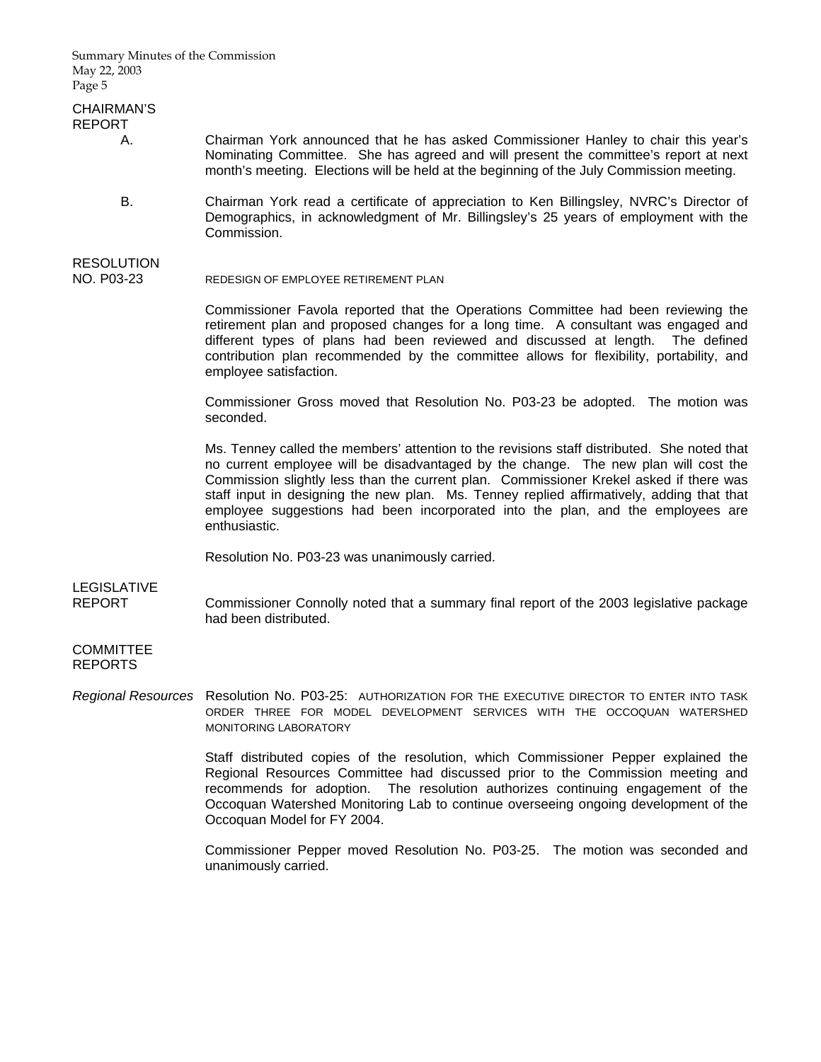**CHAIRMAN'S REPORT**

A. Chairman York announced that he has asked Commissioner Hanley to chair this year's Nominating Committee. She has agreed and will present the committee's report at next month's meeting. Elections will be held at the beginning of the July Commission meeting.

B. Chairman York read a certificate of appreciation to Ken Billingsley, NVRC's Director of Demographics, in acknowledgment of Mr. Billingsley's 25 years of employment with the Commission.

**RESOLUTION NO. P03-23** REDESIGN OF EMPLOYEE RETIREMENT PLAN

Commissioner Favola reported that the Operations Committee had been reviewing the retirement plan and proposed changes for a long time. A consultant was engaged and different types of plans had been reviewed and discussed at length. The defined contribution plan recommended by the committee allows for flexibility, portability, and employee satisfaction.

Commissioner Gross moved that Resolution No. P03-23 be adopted. The motion was seconded.

Ms. Tenney called the members' attention to the revisions staff distributed. She noted that no current employee will be disadvantaged by the change. The new plan will cost the Commission slightly less than the current plan. Commissioner Krekel asked if there was staff input in designing the new plan. Ms. Tenney replied affirmatively, adding that that employee suggestions had been incorporated into the plan, and the employees are enthusiastic.

Resolution No. P03-23 was unanimously carried.

**LEGISLATIVE REPORT**

Commissioner Connolly noted that a summary final report of the 2003 legislative package had been distributed.

**COMMITTEE REPORTS**

*Regional Resources* Resolution No. P03-25: AUTHORIZATION FOR THE EXECUTIVE DIRECTOR TO ENTER INTO TASK ORDER THREE FOR MODEL DEVELOPMENT SERVICES WITH THE OCCOQUAN WATERSHED MONITORING LABORATORY

Staff distributed copies of the resolution, which Commissioner Pepper explained the Regional Resources Committee had discussed prior to the Commission meeting and recommends for adoption. The resolution authorizes continuing engagement of the Occoquan Watershed Monitoring Lab to continue overseeing ongoing development of the Occoquan Model for FY 2004.

Commissioner Pepper moved Resolution No. P03-25. The motion was seconded and unanimously carried.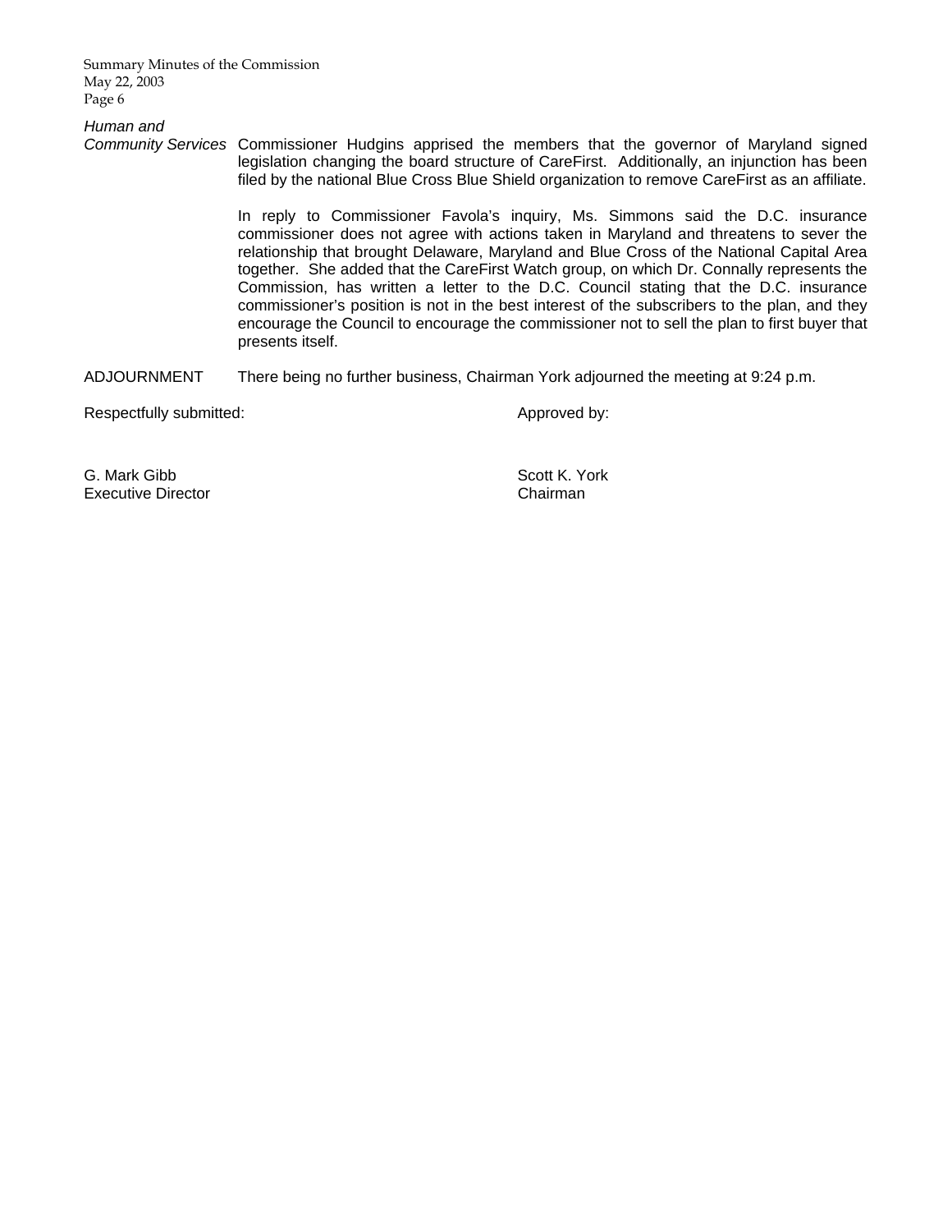*Human and Community Services*

Commissioner Hudgins apprised the members that the governor of Maryland signed legislation changing the board structure of CareFirst. Additionally, an injunction has been filed by the national Blue Cross Blue Shield organization to remove CareFirst as an affiliate.

In reply to Commissioner Favola's inquiry, Ms. Simmons said the D.C. insurance commissioner does not agree with actions taken in Maryland and threatens to sever the relationship that brought Delaware, Maryland and Blue Cross of the National Capital Area together. She added that the CareFirst Watch group, on which Dr. Connally represents the Commission, has written a letter to the D.C. Council stating that the D.C. insurance commissioner's position is not in the best interest of the subscribers to the plan, and they encourage the Council to encourage the commissioner not to sell the plan to first buyer that presents itself.

ADJOURNMENT There being no further business, Chairman York adjourned the meeting at 9:24 p.m.

Respectfully submitted:

G. Mark Gibb
Executive Director

Approved by:

Scott K. York
Chairman